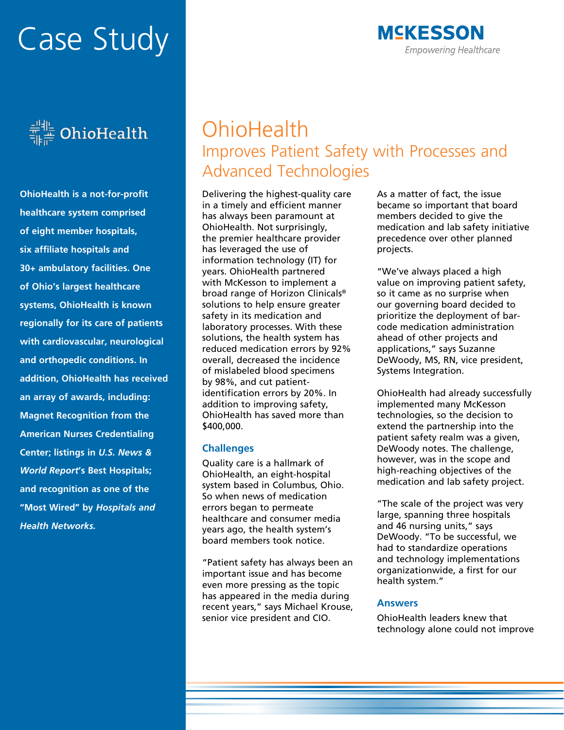# Case Study

McKESSON
*Empowering Healthcare*

OhioHealth

**OhioHealth is a not-for-profit healthcare system comprised of eight member hospitals, six affiliate hospitals and 30+ ambulatory facilities. One of Ohio's largest healthcare systems, OhioHealth is known regionally for its care of patients with cardiovascular, neurological and orthopedic conditions. In addition, OhioHealth has received an array of awards, including: Magnet Recognition from the American Nurses Credentialing Center; listings in *U.S. News & World Report*'s Best Hospitals; and recognition as one of the "Most Wired" by *Hospitals and Health Networks.***

## OhioHealth

### Improves Patient Safety with Processes and Advanced Technologies

Delivering the highest-quality care in a timely and efficient manner has always been paramount at OhioHealth. Not surprisingly, the premier healthcare provider has leveraged the use of information technology (IT) for years. OhioHealth partnered with McKesson to implement a broad range of Horizon Clinicals® solutions to help ensure greater safety in its medication and laboratory processes. With these solutions, the health system has reduced medication errors by 92% overall, decreased the incidence of mislabeled blood specimens by 98%, and cut patient-identification errors by 20%. In addition to improving safety, OhioHealth has saved more than $400,000.

#### Challenges

Quality care is a hallmark of OhioHealth, an eight-hospital system based in Columbus, Ohio. So when news of medication errors began to permeate healthcare and consumer media years ago, the health system's board members took notice.

"Patient safety has always been an important issue and has become even more pressing as the topic has appeared in the media during recent years," says Michael Krouse, senior vice president and CIO.

As a matter of fact, the issue became so important that board members decided to give the medication and lab safety initiative precedence over other planned projects.

"We've always placed a high value on improving patient safety, so it came as no surprise when our governing board decided to prioritize the deployment of bar-code medication administration ahead of other projects and applications," says Suzanne DeWoody, MS, RN, vice president, Systems Integration.

OhioHealth had already successfully implemented many McKesson technologies, so the decision to extend the partnership into the patient safety realm was a given, DeWoody notes. The challenge, however, was in the scope and high-reaching objectives of the medication and lab safety project.

"The scale of the project was very large, spanning three hospitals and 46 nursing units," says DeWoody. "To be successful, we had to standardize operations and technology implementations organizationwide, a first for our health system."

#### Answers

OhioHealth leaders knew that technology alone could not improve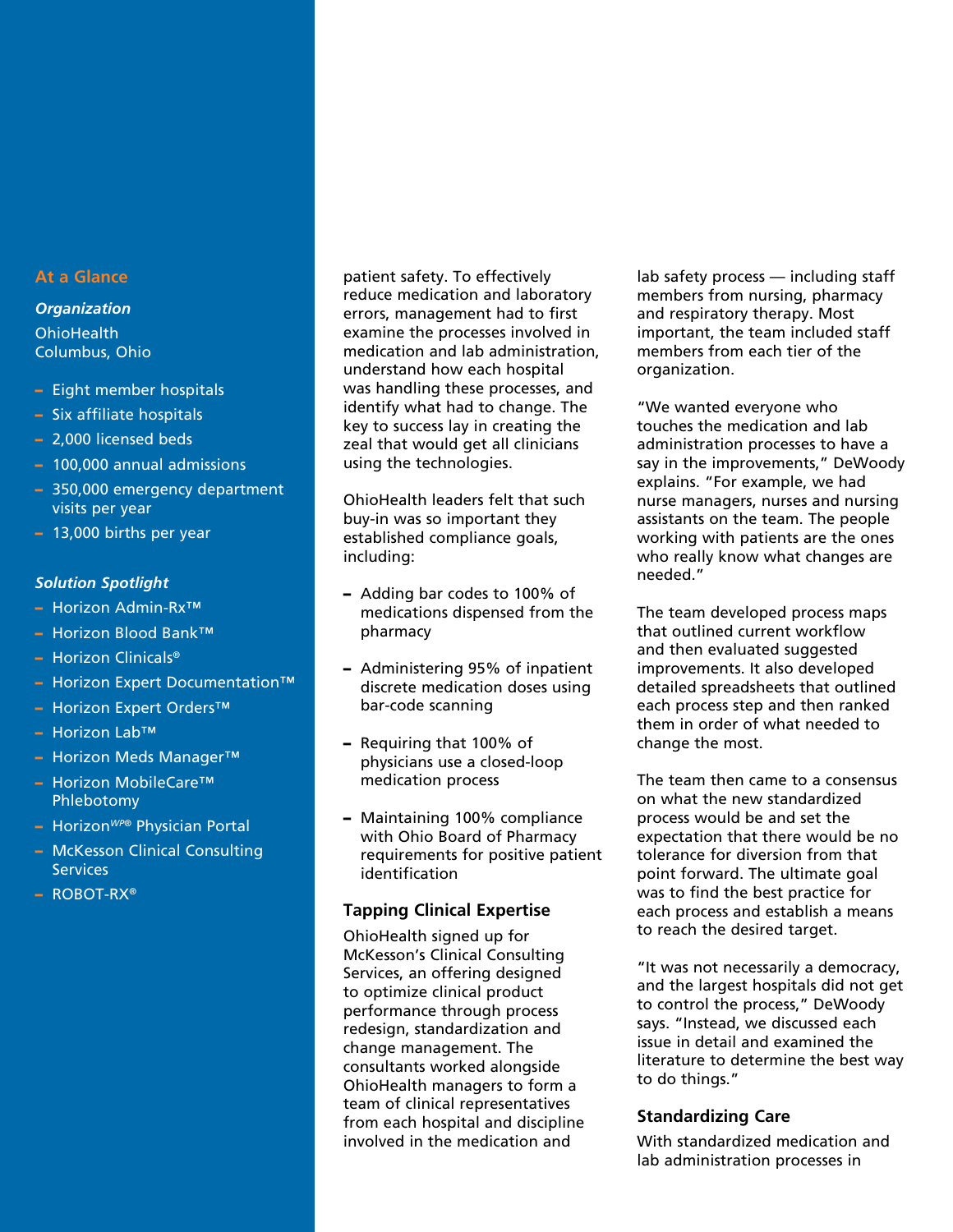## At a Glance

***Organization***

OhioHealth
Columbus, Ohio

- Eight member hospitals
- Six affiliate hospitals
- 2,000 licensed beds
- 100,000 annual admissions
- 350,000 emergency department visits per year
- 13,000 births per year

***Solution Spotlight***

- Horizon Admin-Rx™
- Horizon Blood Bank™
- Horizon Clinicals®
- Horizon Expert Documentation™
- Horizon Expert Orders™
- Horizon Lab™
- Horizon Meds Manager™
- Horizon MobileCare™ Phlebotomy
- Horizon*WP*® Physician Portal
- McKesson Clinical Consulting Services
- ROBOT-RX®

patient safety. To effectively reduce medication and laboratory errors, management had to first examine the processes involved in medication and lab administration, understand how each hospital was handling these processes, and identify what had to change. The key to success lay in creating the zeal that would get all clinicians using the technologies.

OhioHealth leaders felt that such buy-in was so important they established compliance goals, including:

- Adding bar codes to 100% of medications dispensed from the pharmacy
- Administering 95% of inpatient discrete medication doses using bar-code scanning
- Requiring that 100% of physicians use a closed-loop medication process
- Maintaining 100% compliance with Ohio Board of Pharmacy requirements for positive patient identification

### Tapping Clinical Expertise

OhioHealth signed up for McKesson's Clinical Consulting Services, an offering designed to optimize clinical product performance through process redesign, standardization and change management. The consultants worked alongside OhioHealth managers to form a team of clinical representatives from each hospital and discipline involved in the medication and lab safety process — including staff members from nursing, pharmacy and respiratory therapy. Most important, the team included staff members from each tier of the organization.

"We wanted everyone who touches the medication and lab administration processes to have a say in the improvements," DeWoody explains. "For example, we had nurse managers, nurses and nursing assistants on the team. The people working with patients are the ones who really know what changes are needed."

The team developed process maps that outlined current workflow and then evaluated suggested improvements. It also developed detailed spreadsheets that outlined each process step and then ranked them in order of what needed to change the most.

The team then came to a consensus on what the new standardized process would be and set the expectation that there would be no tolerance for diversion from that point forward. The ultimate goal was to find the best practice for each process and establish a means to reach the desired target.

"It was not necessarily a democracy, and the largest hospitals did not get to control the process," DeWoody says. "Instead, we discussed each issue in detail and examined the literature to determine the best way to do things."

### Standardizing Care

With standardized medication and lab administration processes in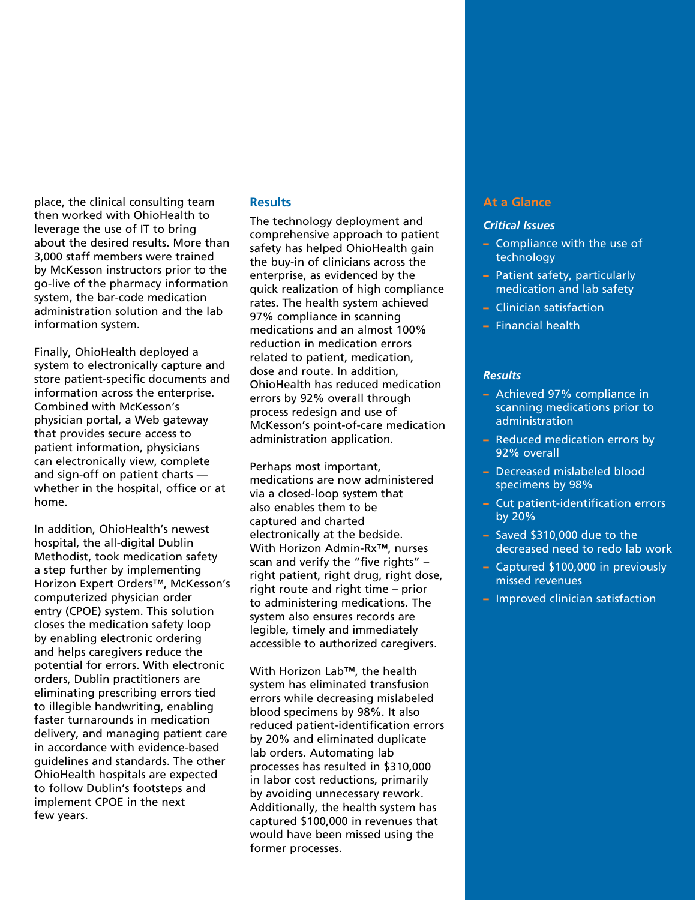place, the clinical consulting team then worked with OhioHealth to leverage the use of IT to bring about the desired results. More than 3,000 staff members were trained by McKesson instructors prior to the go-live of the pharmacy information system, the bar-code medication administration solution and the lab information system.

Finally, OhioHealth deployed a system to electronically capture and store patient-specific documents and information across the enterprise. Combined with McKesson's physician portal, a Web gateway that provides secure access to patient information, physicians can electronically view, complete and sign-off on patient charts — whether in the hospital, office or at home.

In addition, OhioHealth's newest hospital, the all-digital Dublin Methodist, took medication safety a step further by implementing Horizon Expert Orders™, McKesson's computerized physician order entry (CPOE) system. This solution closes the medication safety loop by enabling electronic ordering and helps caregivers reduce the potential for errors. With electronic orders, Dublin practitioners are eliminating prescribing errors tied to illegible handwriting, enabling faster turnarounds in medication delivery, and managing patient care in accordance with evidence-based guidelines and standards. The other OhioHealth hospitals are expected to follow Dublin's footsteps and implement CPOE in the next few years.

## Results

The technology deployment and comprehensive approach to patient safety has helped OhioHealth gain the buy-in of clinicians across the enterprise, as evidenced by the quick realization of high compliance rates. The health system achieved 97% compliance in scanning medications and an almost 100% reduction in medication errors related to patient, medication, dose and route. In addition, OhioHealth has reduced medication errors by 92% overall through process redesign and use of McKesson's point-of-care medication administration application.

Perhaps most important, medications are now administered via a closed-loop system that also enables them to be captured and charted electronically at the bedside. With Horizon Admin-Rx™, nurses scan and verify the "five rights" – right patient, right drug, right dose, right route and right time – prior to administering medications. The system also ensures records are legible, timely and immediately accessible to authorized caregivers.

With Horizon Lab™, the health system has eliminated transfusion errors while decreasing mislabeled blood specimens by 98%. It also reduced patient-identification errors by 20% and eliminated duplicate lab orders. Automating lab processes has resulted in $310,000 in labor cost reductions, primarily by avoiding unnecessary rework. Additionally, the health system has captured $100,000 in revenues that would have been missed using the former processes.

## At a Glance

### *Critical Issues*

- Compliance with the use of technology
- Patient safety, particularly medication and lab safety
- Clinician satisfaction
- Financial health

### *Results*

- Achieved 97% compliance in scanning medications prior to administration
- Reduced medication errors by 92% overall
- Decreased mislabeled blood specimens by 98%
- Cut patient-identification errors by 20%
- Saved $310,000 due to the decreased need to redo lab work
- Captured $100,000 in previously missed revenues
- Improved clinician satisfaction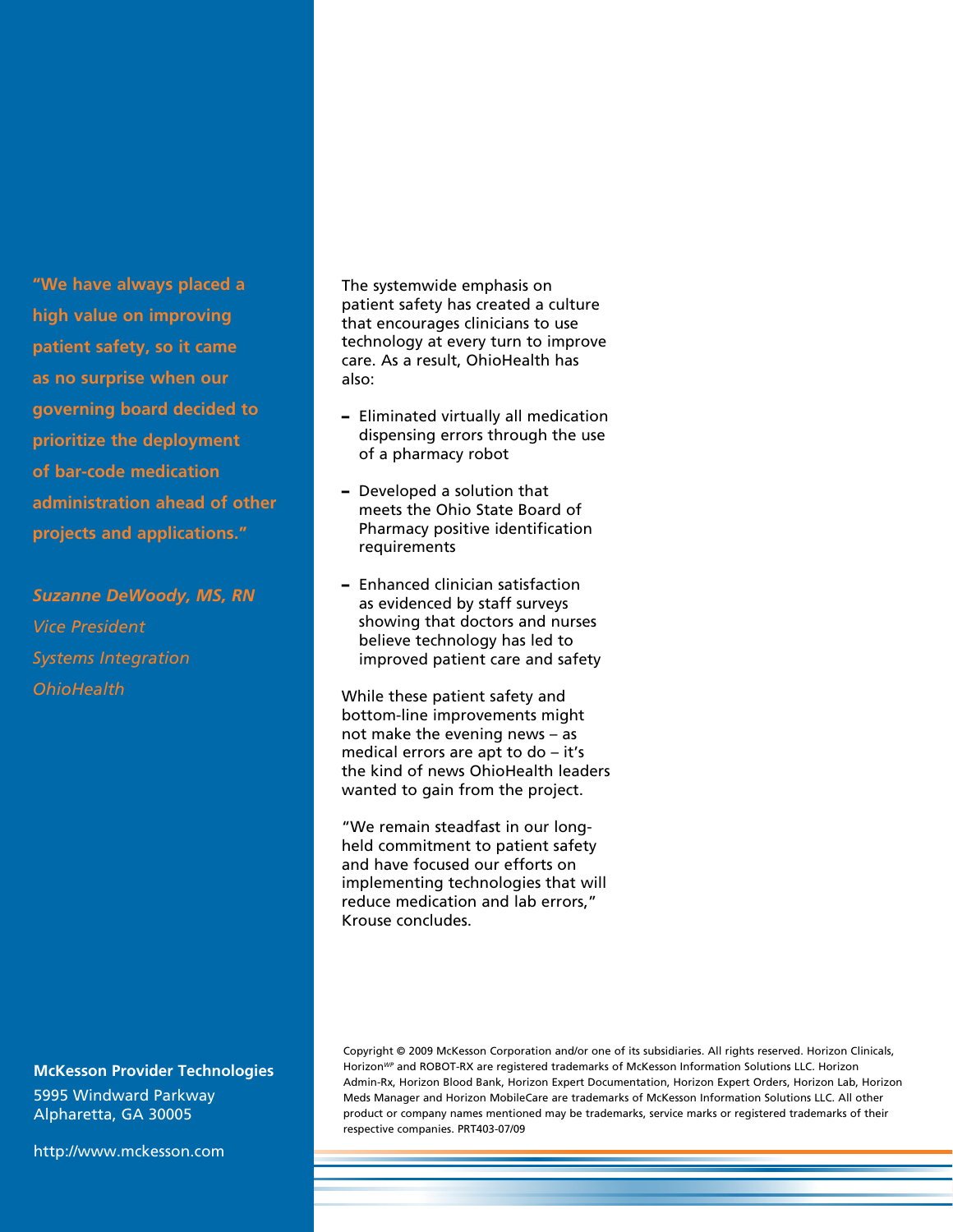**"We have always placed a high value on improving patient safety, so it came as no surprise when our governing board decided to prioritize the deployment of bar-code medication administration ahead of other projects and applications."**

***Suzanne DeWoody, MS, RN***
*Vice President*
*Systems Integration*
*OhioHealth*

The systemwide emphasis on patient safety has created a culture that encourages clinicians to use technology at every turn to improve care. As a result, OhioHealth has also:

- Eliminated virtually all medication dispensing errors through the use of a pharmacy robot
- Developed a solution that meets the Ohio State Board of Pharmacy positive identification requirements
- Enhanced clinician satisfaction as evidenced by staff surveys showing that doctors and nurses believe technology has led to improved patient care and safety

While these patient safety and bottom-line improvements might not make the evening news – as medical errors are apt to do – it's the kind of news OhioHealth leaders wanted to gain from the project.

"We remain steadfast in our long-held commitment to patient safety and have focused our efforts on implementing technologies that will reduce medication and lab errors," Krouse concludes.

**McKesson Provider Technologies**
5995 Windward Parkway
Alpharetta, GA 30005

http://www.mckesson.com

Copyright © 2009 McKesson Corporation and/or one of its subsidiaries. All rights reserved. Horizon Clinicals, Horizon[WP] and ROBOT-RX are registered trademarks of McKesson Information Solutions LLC. Horizon Admin-Rx, Horizon Blood Bank, Horizon Expert Documentation, Horizon Expert Orders, Horizon Lab, Horizon Meds Manager and Horizon MobileCare are trademarks of McKesson Information Solutions LLC. All other product or company names mentioned may be trademarks, service marks or registered trademarks of their respective companies. PRT403-07/09